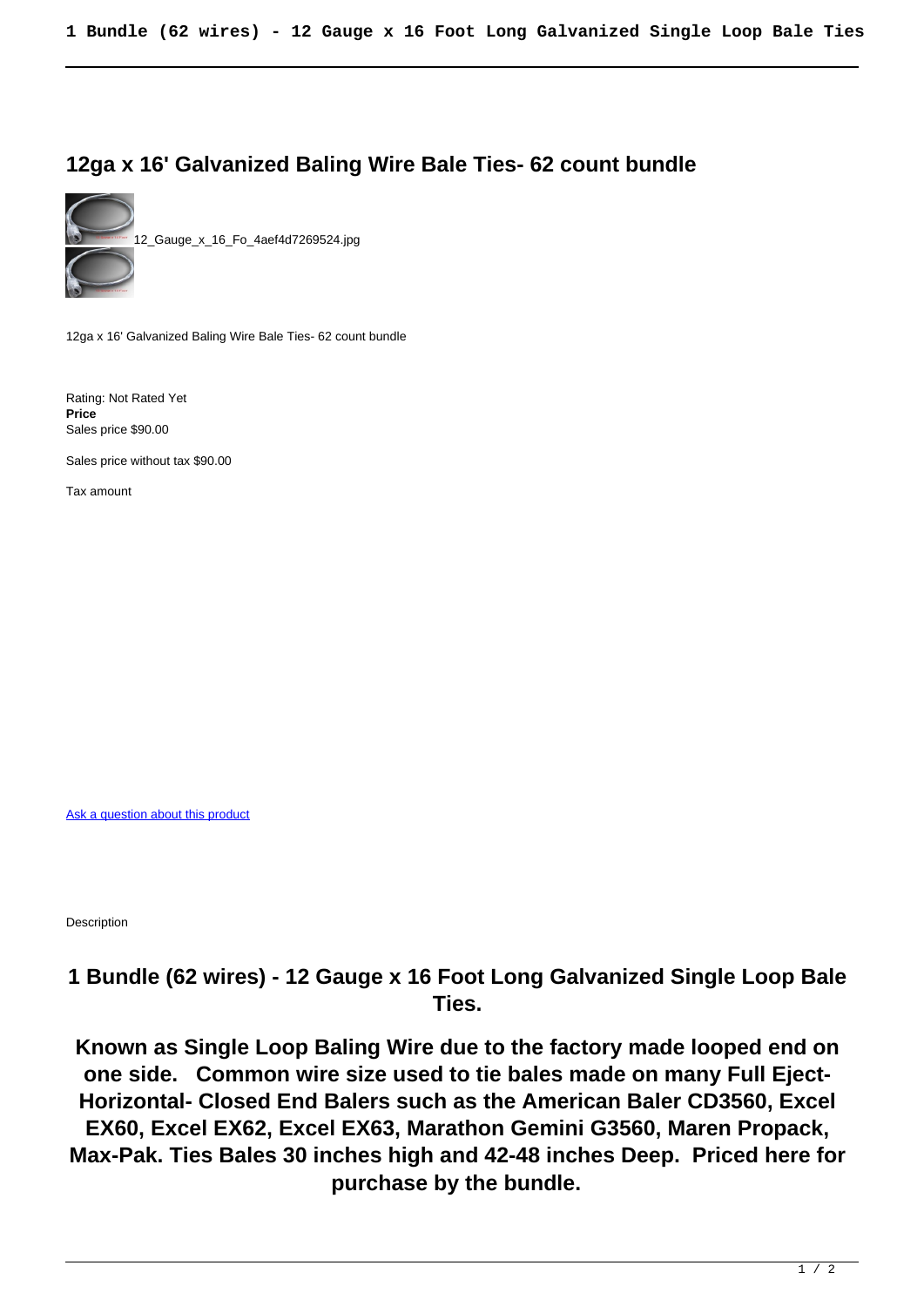## 12ga x 16' Galvanized Baling Wire Bale Ties- 62 count bundle

12_Gauge_x_16_Fo_4aef4d7269524.jpg

12ga x 16' Galvanized Baling Wire Bale Ties- 62 count bundle

Rating: Not Rated Yet
**Price**
Sales price $90.00

Sales price without tax $90.00

Tax amount

[Ask a question about this product]

Description

### 1 Bundle (62 wires) - 12 Gauge x 16 Foot Long Galvanized Single Loop Bale Ties.

**Known as Single Loop Baling Wire due to the factory made looped end on one side. Common wire size used to tie bales made on many Full Eject- Horizontal- Closed End Balers such as the American Baler CD3560, Excel EX60, Excel EX62, Excel EX63, Marathon Gemini G3560, Maren Propack, Max-Pak. Ties Bales 30 inches high and 42-48 inches Deep. Priced here for purchase by the bundle.**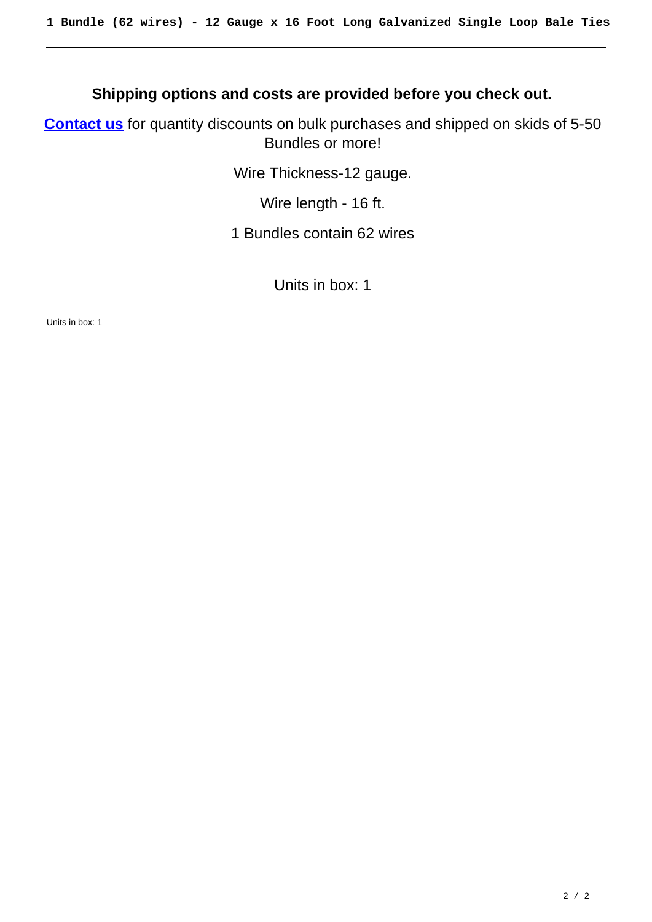**Shipping options and costs are provided before you check out.**

**Contact us** for quantity discounts on bulk purchases and shipped on skids of 5-50 Bundles or more!

Wire Thickness-12 gauge.

Wire length - 16 ft.

1 Bundles contain 62 wires

Units in box: 1

Units in box: 1